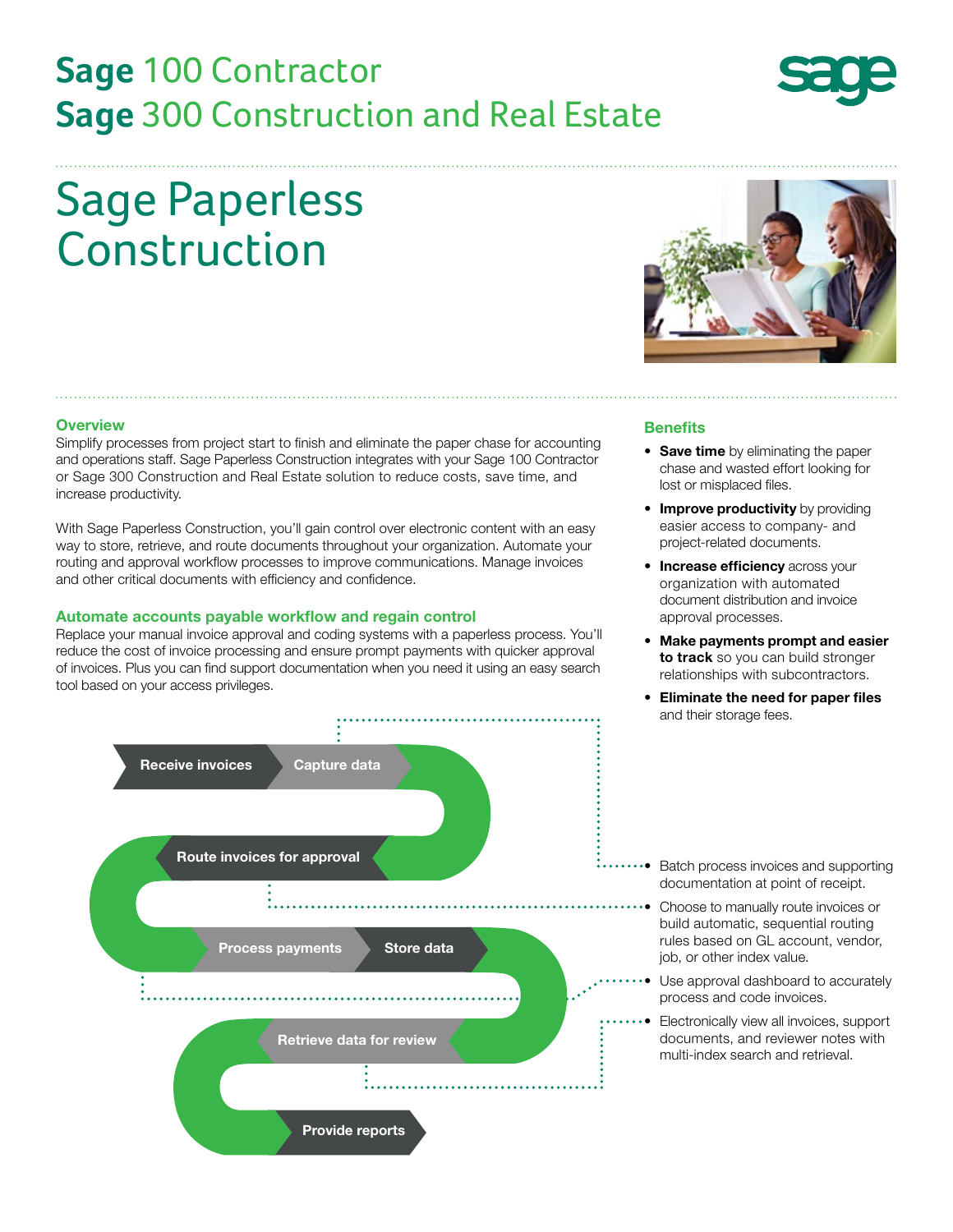# Sage 100 Contractor
# Sage 300 Construction and Real Estate

# Sage Paperless Construction

## Overview

Simplify processes from project start to finish and eliminate the paper chase for accounting and operations staff. Sage Paperless Construction integrates with your Sage 100 Contractor or Sage 300 Construction and Real Estate solution to reduce costs, save time, and increase productivity.

With Sage Paperless Construction, you'll gain control over electronic content with an easy way to store, retrieve, and route documents throughout your organization. Automate your routing and approval workflow processes to improve communications. Manage invoices and other critical documents with efficiency and confidence.

## Automate accounts payable workflow and regain control

Replace your manual invoice approval and coding systems with a paperless process. You'll reduce the cost of invoice processing and ensure prompt payments with quicker approval of invoices. Plus you can find support documentation when you need it using an easy search tool based on your access privileges.

- Receive invoices
- Capture data
- Route invoices for approval
- Process payments
- Store data
- Retrieve data for review
- Provide reports

- Batch process invoices and supporting documentation at point of receipt.
- Choose to manually route invoices or build automatic, sequential routing rules based on GL account, vendor, job, or other index value.
- Use approval dashboard to accurately process and code invoices.
- Electronically view all invoices, support documents, and reviewer notes with multi-index search and retrieval.

## Benefits

- **Save time** by eliminating the paper chase and wasted effort looking for lost or misplaced files.
- **Improve productivity** by providing easier access to company- and project-related documents.
- **Increase efficiency** across your organization with automated document distribution and invoice approval processes.
- **Make payments prompt and easier to track** so you can build stronger relationships with subcontractors.
- **Eliminate the need for paper files** and their storage fees.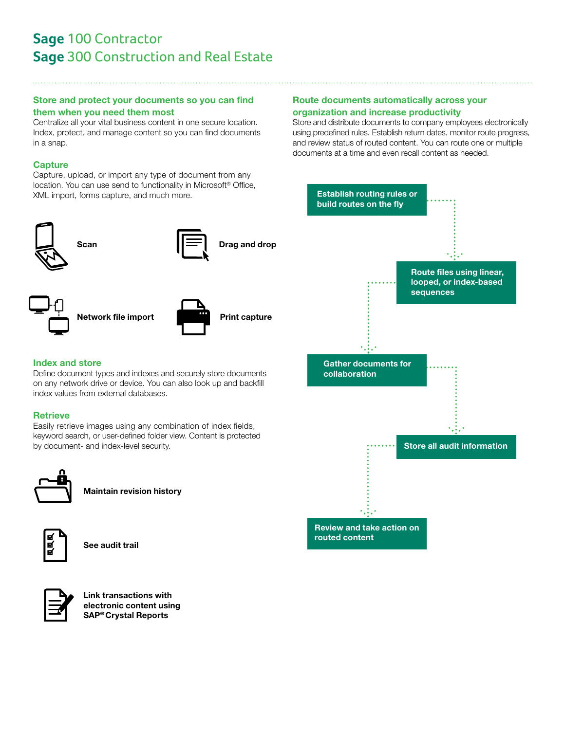# Sage 100 Contractor
# Sage 300 Construction and Real Estate

## Store and protect your documents so you can find them when you need them most

Centralize all your vital business content in one secure location. Index, protect, and manage content so you can find documents in a snap.

### Capture

Capture, upload, or import any type of document from any location. You can use send to functionality in Microsoft® Office, XML import, forms capture, and much more.

- **Scan**
- **Drag and drop**
- **Network file import**
- **Print capture**

### Index and store

Define document types and indexes and securely store documents on any network drive or device. You can also look up and backfill index values from external databases.

### Retrieve

Easily retrieve images using any combination of index fields, keyword search, or user-defined folder view. Content is protected by document- and index-level security.

- **Maintain revision history**
- **See audit trail**
- **Link transactions with electronic content using SAP® Crystal Reports**

## Route documents automatically across your organization and increase productivity

Store and distribute documents to company employees electronically using predefined rules. Establish return dates, monitor route progress, and review status of routed content. You can route one or multiple documents at a time and even recall content as needed.

1. **Establish routing rules or build routes on the fly**
2. **Route files using linear, looped, or index-based sequences**
3. **Gather documents for collaboration**
4. **Store all audit information**
5. **Review and take action on routed content**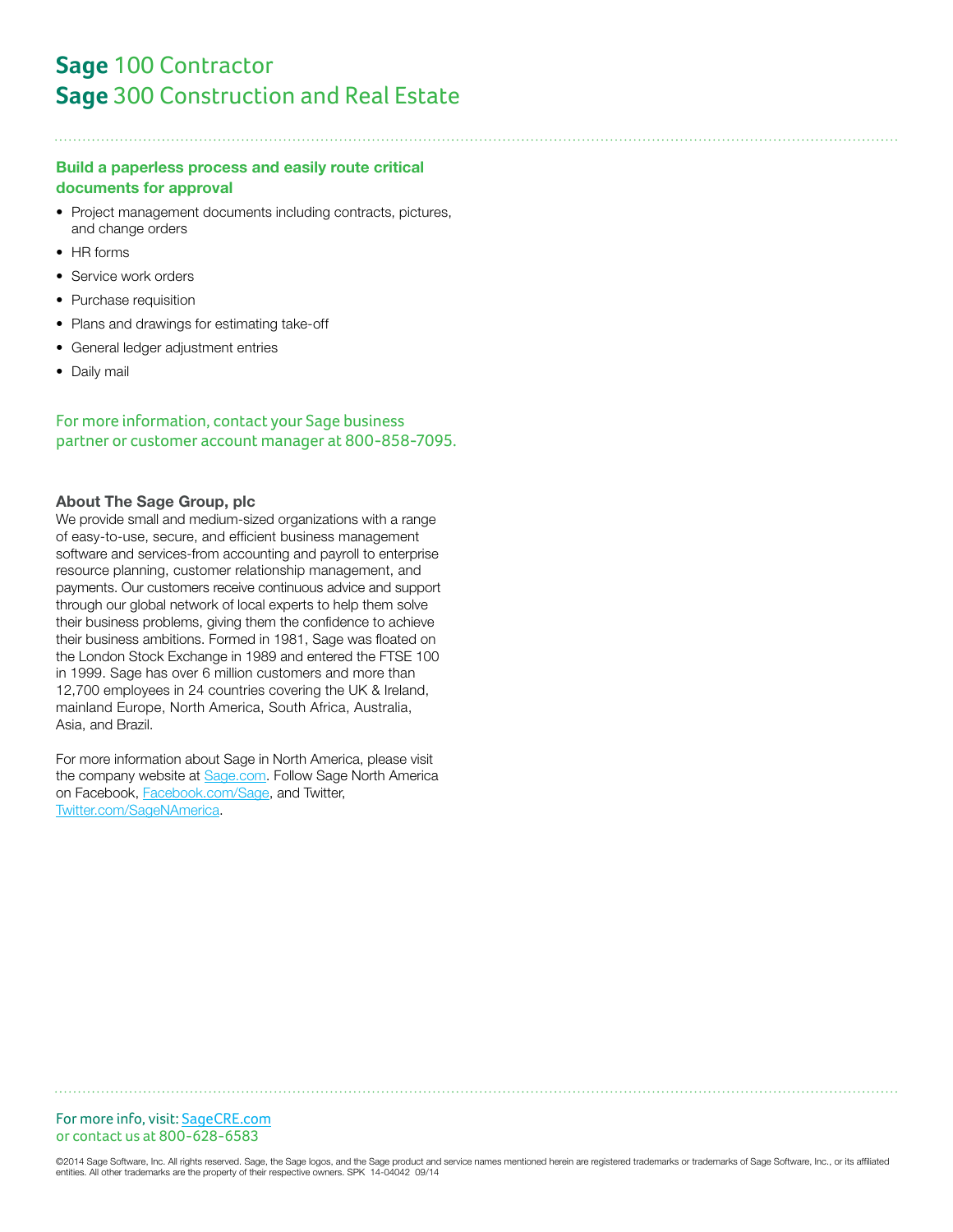# Sage 100 Contractor
# Sage 300 Construction and Real Estate

### Build a paperless process and easily route critical documents for approval

- Project management documents including contracts, pictures, and change orders
- HR forms
- Service work orders
- Purchase requisition
- Plans and drawings for estimating take-off
- General ledger adjustment entries
- Daily mail

For more information, contact your Sage business partner or customer account manager at 800-858-7095.

### About The Sage Group, plc

We provide small and medium-sized organizations with a range of easy-to-use, secure, and efficient business management software and services-from accounting and payroll to enterprise resource planning, customer relationship management, and payments. Our customers receive continuous advice and support through our global network of local experts to help them solve their business problems, giving them the confidence to achieve their business ambitions. Formed in 1981, Sage was floated on the London Stock Exchange in 1989 and entered the FTSE 100 in 1999. Sage has over 6 million customers and more than 12,700 employees in 24 countries covering the UK & Ireland, mainland Europe, North America, South Africa, Australia, Asia, and Brazil.

For more information about Sage in North America, please visit the company website at Sage.com. Follow Sage North America on Facebook, Facebook.com/Sage, and Twitter, Twitter.com/SageNAmerica.

For more info, visit: SageCRE.com
or contact us at 800-628-6583

©2014 Sage Software, Inc. All rights reserved. Sage, the Sage logos, and the Sage product and service names mentioned herein are registered trademarks or trademarks of Sage Software, Inc., or its affiliated entities. All other trademarks are the property of their respective owners. SPK 14-04042 09/14